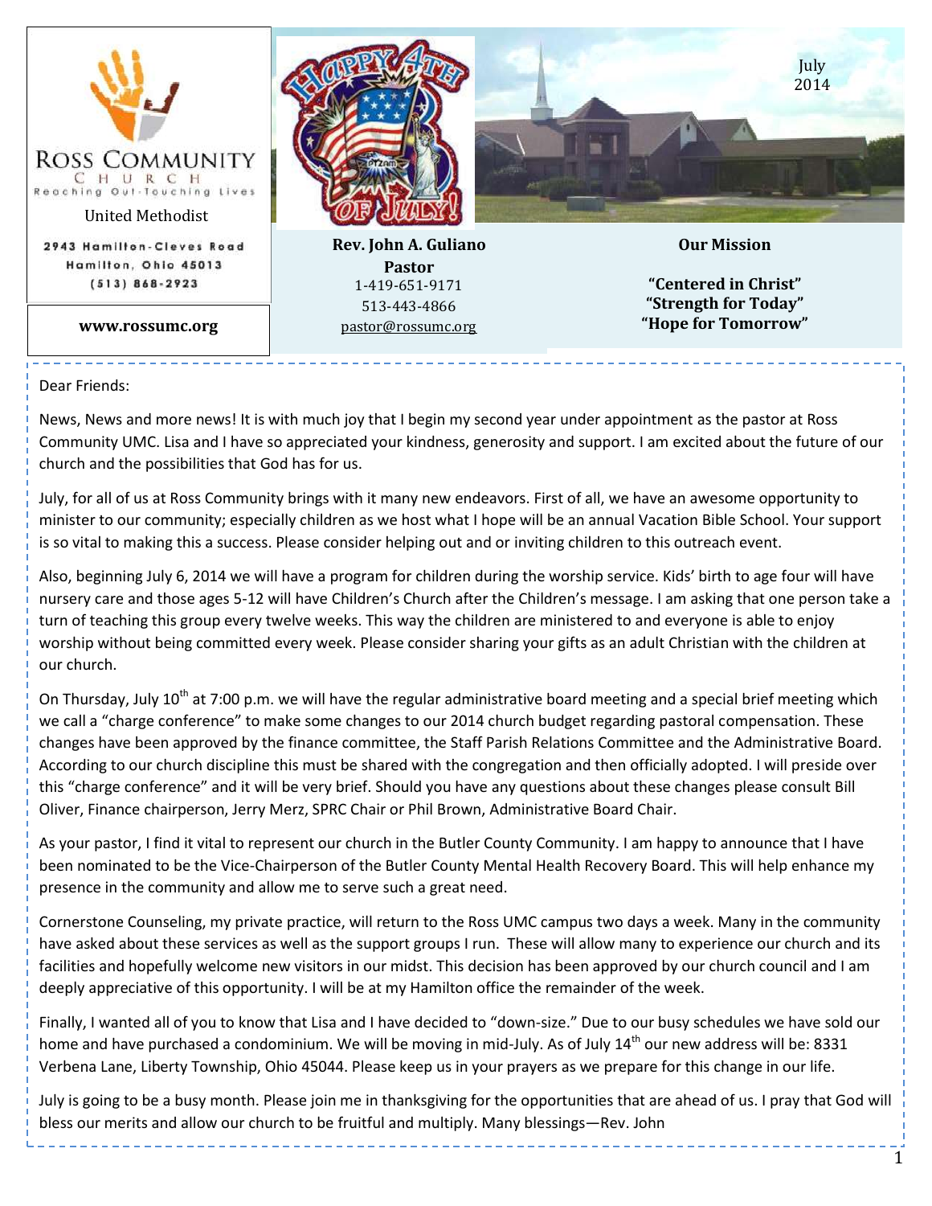**ROSS COMMUNITY CHURCH**
Reaching Out-Touching Lives

United Methodist

2943 Hamilton-Cleves Road
Hamilton, Ohio 45013
(513) 868-2923

**www.rossumc.org**

July
2014

**Rev. John A. Guliano**
**Pastor**
1-419-651-9171
513-443-4866
pastor@rossumc.org

**Our Mission**

**"Centered in Christ"**
**"Strength for Today"**
**"Hope for Tomorrow"**

---

Dear Friends:

News, News and more news! It is with much joy that I begin my second year under appointment as the pastor at Ross Community UMC. Lisa and I have so appreciated your kindness, generosity and support. I am excited about the future of our church and the possibilities that God has for us.

July, for all of us at Ross Community brings with it many new endeavors. First of all, we have an awesome opportunity to minister to our community; especially children as we host what I hope will be an annual Vacation Bible School. Your support is so vital to making this a success. Please consider helping out and or inviting children to this outreach event.

Also, beginning July 6, 2014 we will have a program for children during the worship service. Kids' birth to age four will have nursery care and those ages 5-12 will have Children's Church after the Children's message. I am asking that one person take a turn of teaching this group every twelve weeks. This way the children are ministered to and everyone is able to enjoy worship without being committed every week. Please consider sharing your gifts as an adult Christian with the children at our church.

On Thursday, July 10th at 7:00 p.m. we will have the regular administrative board meeting and a special brief meeting which we call a "charge conference" to make some changes to our 2014 church budget regarding pastoral compensation. These changes have been approved by the finance committee, the Staff Parish Relations Committee and the Administrative Board. According to our church discipline this must be shared with the congregation and then officially adopted. I will preside over this "charge conference" and it will be very brief. Should you have any questions about these changes please consult Bill Oliver, Finance chairperson, Jerry Merz, SPRC Chair or Phil Brown, Administrative Board Chair.

As your pastor, I find it vital to represent our church in the Butler County Community. I am happy to announce that I have been nominated to be the Vice-Chairperson of the Butler County Mental Health Recovery Board. This will help enhance my presence in the community and allow me to serve such a great need.

Cornerstone Counseling, my private practice, will return to the Ross UMC campus two days a week. Many in the community have asked about these services as well as the support groups I run. These will allow many to experience our church and its facilities and hopefully welcome new visitors in our midst. This decision has been approved by our church council and I am deeply appreciative of this opportunity. I will be at my Hamilton office the remainder of the week.

Finally, I wanted all of you to know that Lisa and I have decided to "down-size." Due to our busy schedules we have sold our home and have purchased a condominium. We will be moving in mid-July. As of July 14th our new address will be: 8331 Verbena Lane, Liberty Township, Ohio 45044. Please keep us in your prayers as we prepare for this change in our life.

July is going to be a busy month. Please join me in thanksgiving for the opportunities that are ahead of us. I pray that God will bless our merits and allow our church to be fruitful and multiply. Many blessings—Rev. John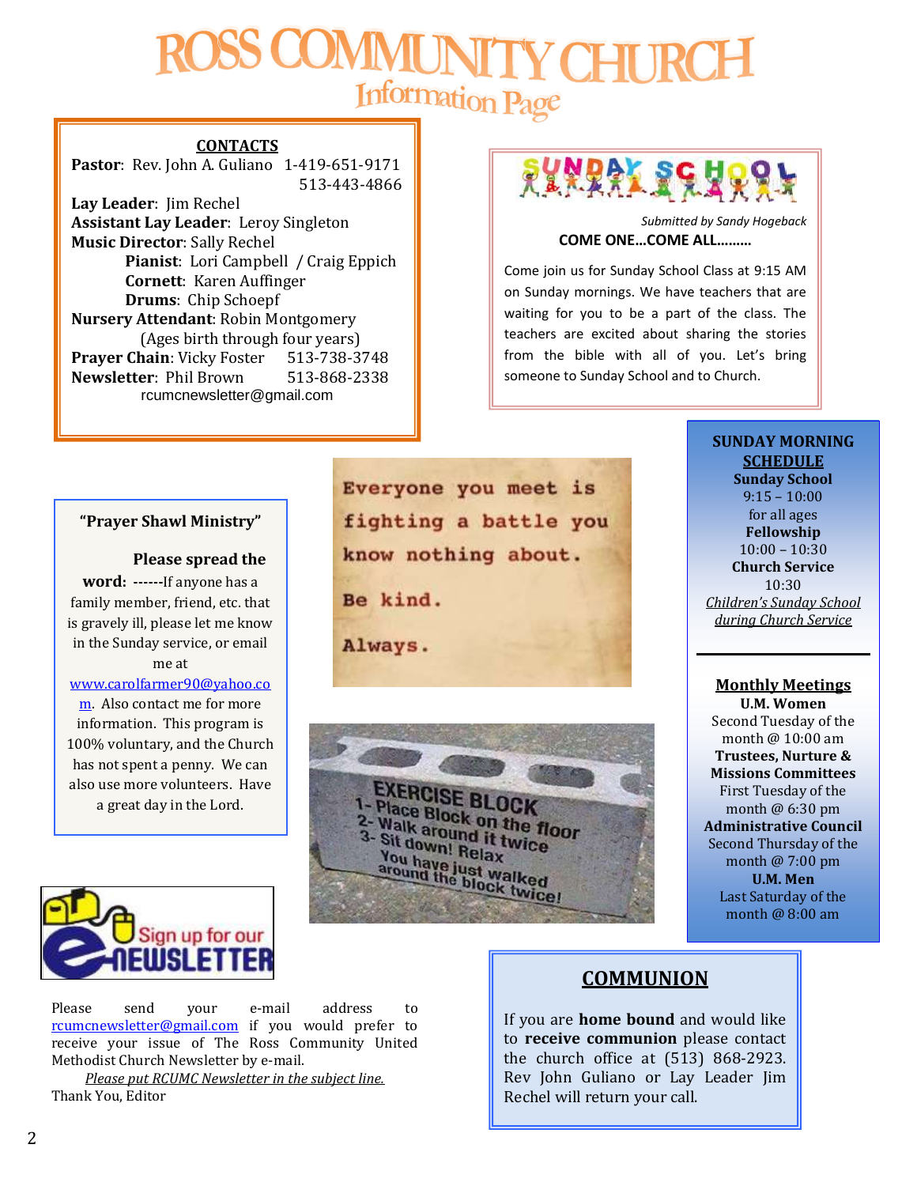# ROSS COMMUNITY CHURCH
## Information Page

**CONTACTS**

**Pastor**: Rev. John A. Guliano 1-419-651-9171
513-443-4866

**Lay Leader**: Jim Rechel
**Assistant Lay Leader**: Leroy Singleton
**Music Director**: Sally Rechel
**Pianist**: Lori Campbell / Craig Eppich
**Cornett**: Karen Auffinger
**Drums**: Chip Schoepf
**Nursery Attendant**: Robin Montgomery
(Ages birth through four years)
**Prayer Chain**: Vicky Foster 513-738-3748
**Newsletter**: Phil Brown 513-868-2338
rcumcnewsletter@gmail.com

## SUNDAY SCHOOL

*Submitted by Sandy Hogeback*

**COME ONE…COME ALL………**

Come join us for Sunday School Class at 9:15 AM on Sunday mornings. We have teachers that are waiting for you to be a part of the class. The teachers are excited about sharing the stories from the bible with all of you. Let's bring someone to Sunday School and to Church.

## "Prayer Shawl Ministry"

**Please spread the word: ------**If anyone has a family member, friend, etc. that is gravely ill, please let me know in the Sunday service, or email me at www.carolfarmer90@yahoo.com. Also contact me for more information. This program is 100% voluntary, and the Church has not spent a penny. We can also use more volunteers. Have a great day in the Lord.

Everyone you meet is fighting a battle you know nothing about.

Be kind.

Always.

EXERCISE BLOCK
1- Place Block on the floor
2- Walk around it twice
3- Sit down! Relax
You have just walked around the block twice!

## SUNDAY MORNING SCHEDULE

**Sunday School**
9:15 – 10:00
for all ages
**Fellowship**
10:00 – 10:30
**Church Service**
10:30
*Children's Sunday School during Church Service*

## Monthly Meetings

**U.M. Women**
Second Tuesday of the month @ 10:00 am
**Trustees, Nurture & Missions Committees**
First Tuesday of the month @ 6:30 pm
**Administrative Council**
Second Thursday of the month @ 7:00 pm
**U.M. Men**
Last Saturday of the month @ 8:00 am

## Sign up for our eNEWSLETTER

Please send your e-mail address to rcumcnewsletter@gmail.com if you would prefer to receive your issue of The Ross Community United Methodist Church Newsletter by e-mail.

*Please put RCUMC Newsletter in the subject line.*

Thank You, Editor

## COMMUNION

If you are **home bound** and would like to **receive communion** please contact the church office at (513) 868-2923. Rev John Guliano or Lay Leader Jim Rechel will return your call.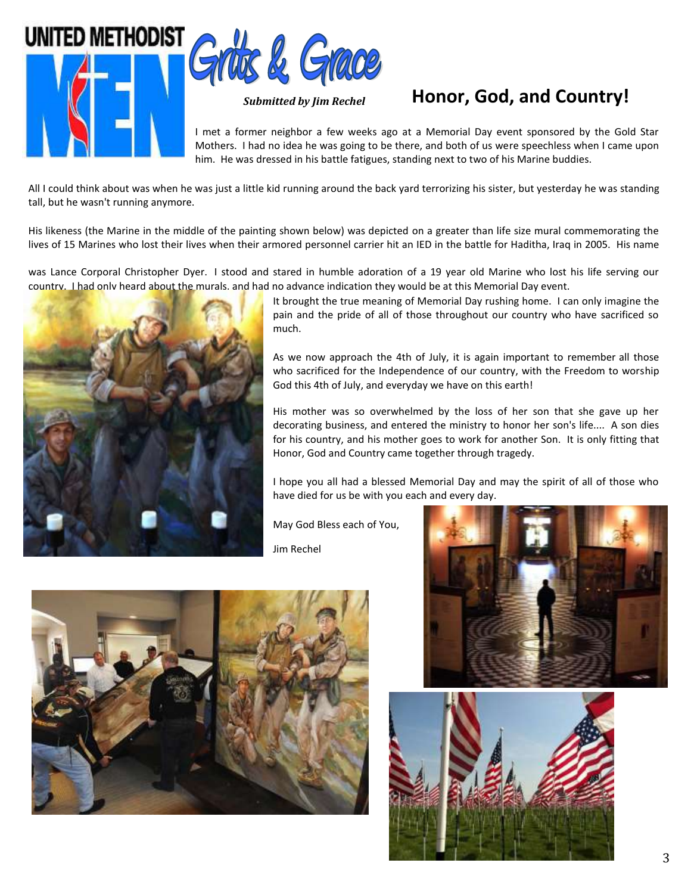# Honor, God, and Country!

*Submitted by Jim Rechel*

I met a former neighbor a few weeks ago at a Memorial Day event sponsored by the Gold Star Mothers. I had no idea he was going to be there, and both of us were speechless when I came upon him. He was dressed in his battle fatigues, standing next to two of his Marine buddies.

All I could think about was when he was just a little kid running around the back yard terrorizing his sister, but yesterday he was standing tall, but he wasn't running anymore.

His likeness (the Marine in the middle of the painting shown below) was depicted on a greater than life size mural commemorating the lives of 15 Marines who lost their lives when their armored personnel carrier hit an IED in the battle for Haditha, Iraq in 2005. His name was Lance Corporal Christopher Dyer. I stood and stared in humble adoration of a 19 year old Marine who lost his life serving our country. I had only heard about the murals, and had no advance indication they would be at this Memorial Day event.

It brought the true meaning of Memorial Day rushing home. I can only imagine the pain and the pride of all of those throughout our country who have sacrificed so much.

As we now approach the 4th of July, it is again important to remember all those who sacrificed for the Independence of our country, with the Freedom to worship God this 4th of July, and everyday we have on this earth!

His mother was so overwhelmed by the loss of her son that she gave up her decorating business, and entered the ministry to honor her son's life.... A son dies for his country, and his mother goes to work for another Son. It is only fitting that Honor, God and Country came together through tragedy.

I hope you all had a blessed Memorial Day and may the spirit of all of those who have died for us be with you each and every day.

May God Bless each of You,

Jim Rechel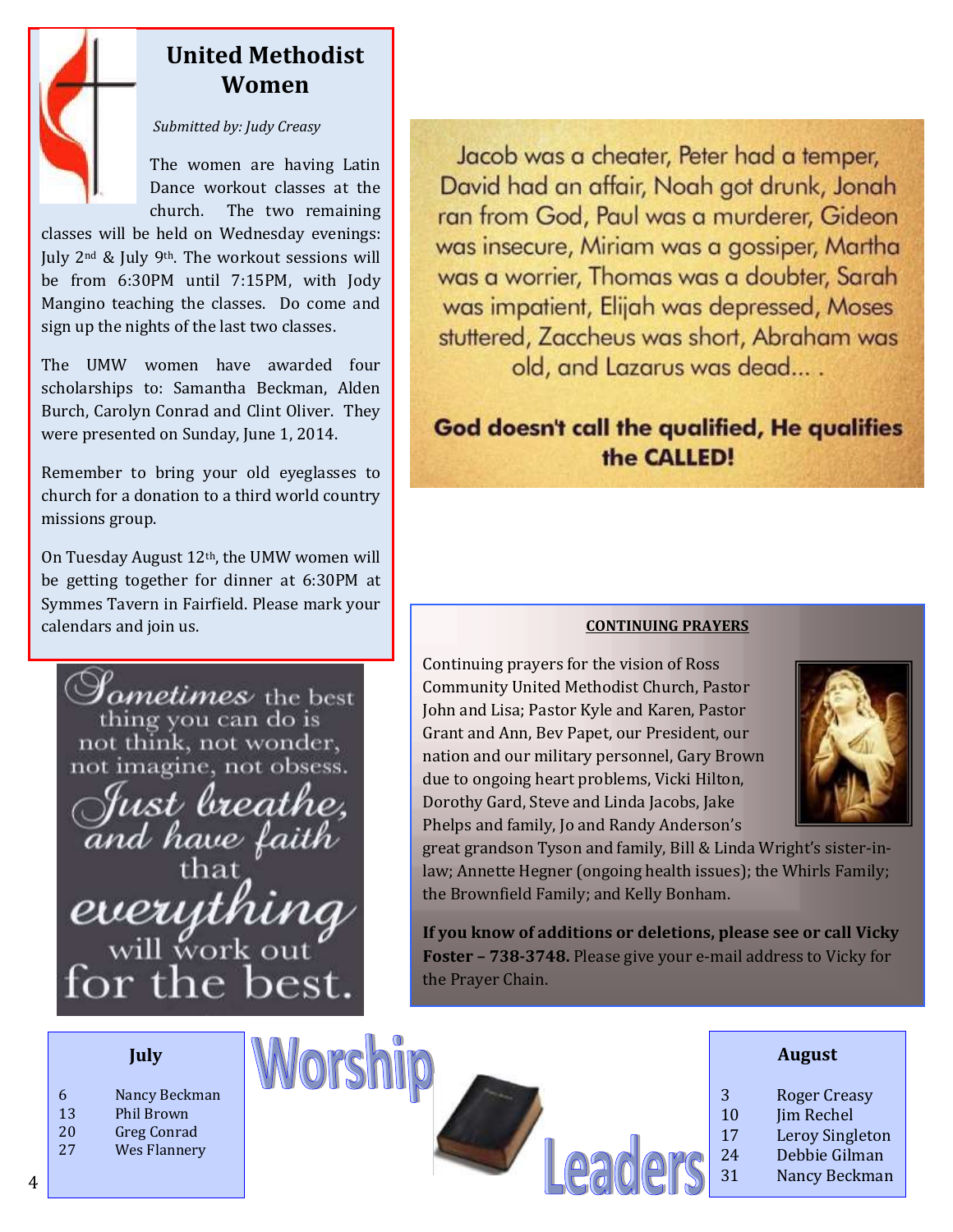## United Methodist Women

*Submitted by: Judy Creasy*

The women are having Latin Dance workout classes at the church. The two remaining classes will be held on Wednesday evenings: July 2nd & July 9th. The workout sessions will be from 6:30PM until 7:15PM, with Jody Mangino teaching the classes. Do come and sign up the nights of the last two classes.

The UMW women have awarded four scholarships to: Samantha Beckman, Alden Burch, Carolyn Conrad and Clint Oliver. They were presented on Sunday, June 1, 2014.

Remember to bring your old eyeglasses to church for a donation to a third world country missions group.

On Tuesday August 12th, the UMW women will be getting together for dinner at 6:30PM at Symmes Tavern in Fairfield. Please mark your calendars and join us.

Jacob was a cheater, Peter had a temper, David had an affair, Noah got drunk, Jonah ran from God, Paul was a murderer, Gideon was insecure, Miriam was a gossiper, Martha was a worrier, Thomas was a doubter, Sarah was impatient, Elijah was depressed, Moses stuttered, Zaccheus was short, Abraham was old, and Lazarus was dead... .

**God doesn't call the qualified, He qualifies the CALLED!**

Sometimes the best thing you can do is not think, not wonder, not imagine, not obsess. Just breathe, and have faith that everything will work out for the best.

**CONTINUING PRAYERS**

Continuing prayers for the vision of Ross Community United Methodist Church, Pastor John and Lisa; Pastor Kyle and Karen, Pastor Grant and Ann, Bev Papet, our President, our nation and our military personnel, Gary Brown due to ongoing heart problems, Vicki Hilton, Dorothy Gard, Steve and Linda Jacobs, Jake Phelps and family, Jo and Randy Anderson's great grandson Tyson and family, Bill & Linda Wright's sister-in-law; Annette Hegner (ongoing health issues); the Whirls Family; the Brownfield Family; and Kelly Bonham.

**If you know of additions or deletions, please see or call Vicky Foster – 738-3748.** Please give your e-mail address to Vicky for the Prayer Chain.

## Worship Leaders

**July**

| | |
|---|---|
| 6 | Nancy Beckman |
| 13 | Phil Brown |
| 20 | Greg Conrad |
| 27 | Wes Flannery |

**August**

| | |
|---|---|
| 3 | Roger Creasy |
| 10 | Jim Rechel |
| 17 | Leroy Singleton |
| 24 | Debbie Gilman |
| 31 | Nancy Beckman |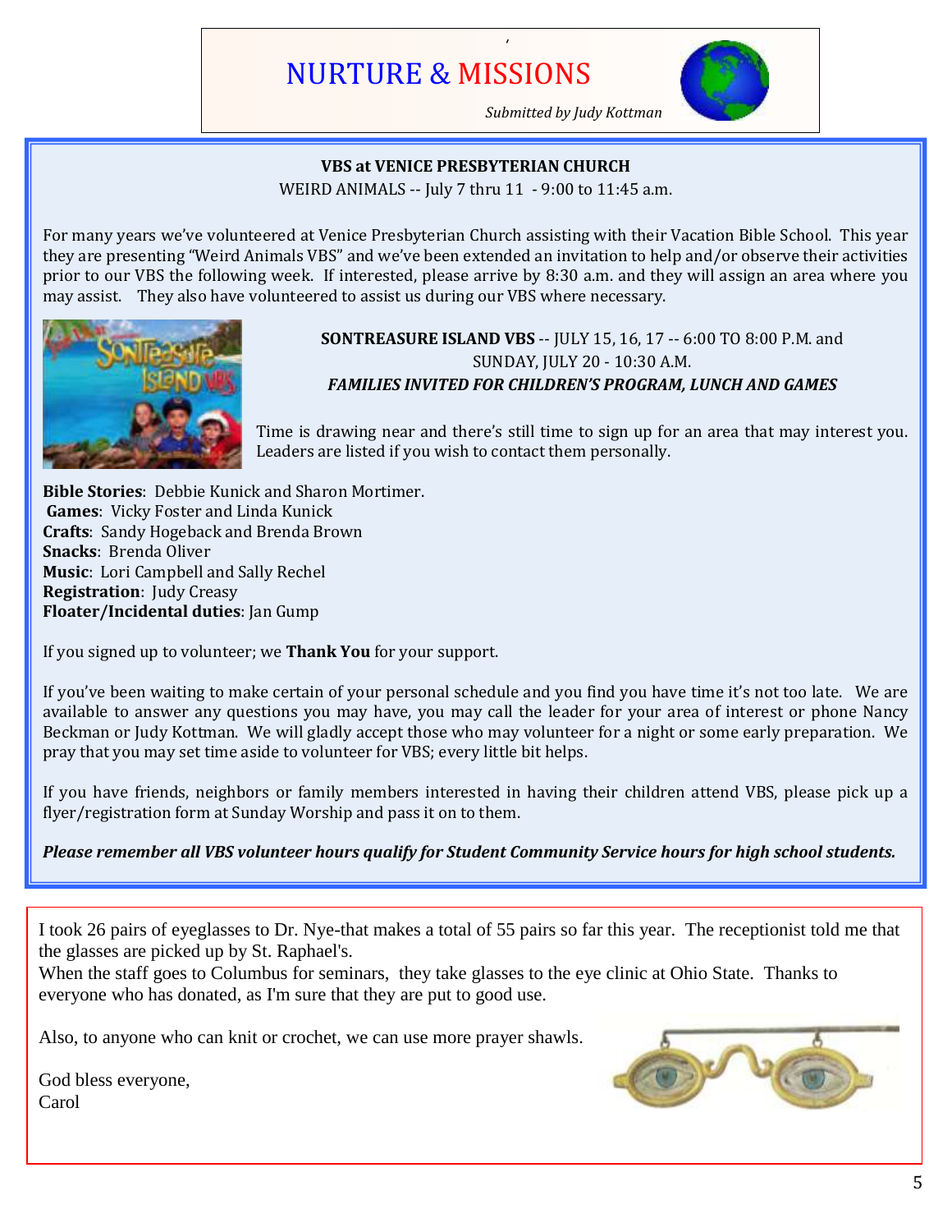# NURTURE & MISSIONS

*Submitted by Judy Kottman*

**VBS at VENICE PRESBYTERIAN CHURCH**

WEIRD ANIMALS -- July 7 thru 11 - 9:00 to 11:45 a.m.

For many years we've volunteered at Venice Presbyterian Church assisting with their Vacation Bible School. This year they are presenting "Weird Animals VBS" and we've been extended an invitation to help and/or observe their activities prior to our VBS the following week. If interested, please arrive by 8:30 a.m. and they will assign an area where you may assist. They also have volunteered to assist us during our VBS where necessary.

**SONTREASURE ISLAND VBS** -- JULY 15, 16, 17 -- 6:00 TO 8:00 P.M. and SUNDAY, JULY 20 - 10:30 A.M.

***FAMILIES INVITED FOR CHILDREN'S PROGRAM, LUNCH AND GAMES***

Time is drawing near and there's still time to sign up for an area that may interest you. Leaders are listed if you wish to contact them personally.

**Bible Stories**: Debbie Kunick and Sharon Mortimer.
**Games**: Vicky Foster and Linda Kunick
**Crafts**: Sandy Hogeback and Brenda Brown
**Snacks**: Brenda Oliver
**Music**: Lori Campbell and Sally Rechel
**Registration**: Judy Creasy
**Floater/Incidental duties**: Jan Gump

If you signed up to volunteer; we **Thank You** for your support.

If you've been waiting to make certain of your personal schedule and you find you have time it's not too late. We are available to answer any questions you may have, you may call the leader for your area of interest or phone Nancy Beckman or Judy Kottman. We will gladly accept those who may volunteer for a night or some early preparation. We pray that you may set time aside to volunteer for VBS; every little bit helps.

If you have friends, neighbors or family members interested in having their children attend VBS, please pick up a flyer/registration form at Sunday Worship and pass it on to them.

***Please remember all VBS volunteer hours qualify for Student Community Service hours for high school students.***

---

I took 26 pairs of eyeglasses to Dr. Nye-that makes a total of 55 pairs so far this year. The receptionist told me that the glasses are picked up by St. Raphael's.
When the staff goes to Columbus for seminars, they take glasses to the eye clinic at Ohio State. Thanks to everyone who has donated, as I'm sure that they are put to good use.

Also, to anyone who can knit or crochet, we can use more prayer shawls.

God bless everyone,
Carol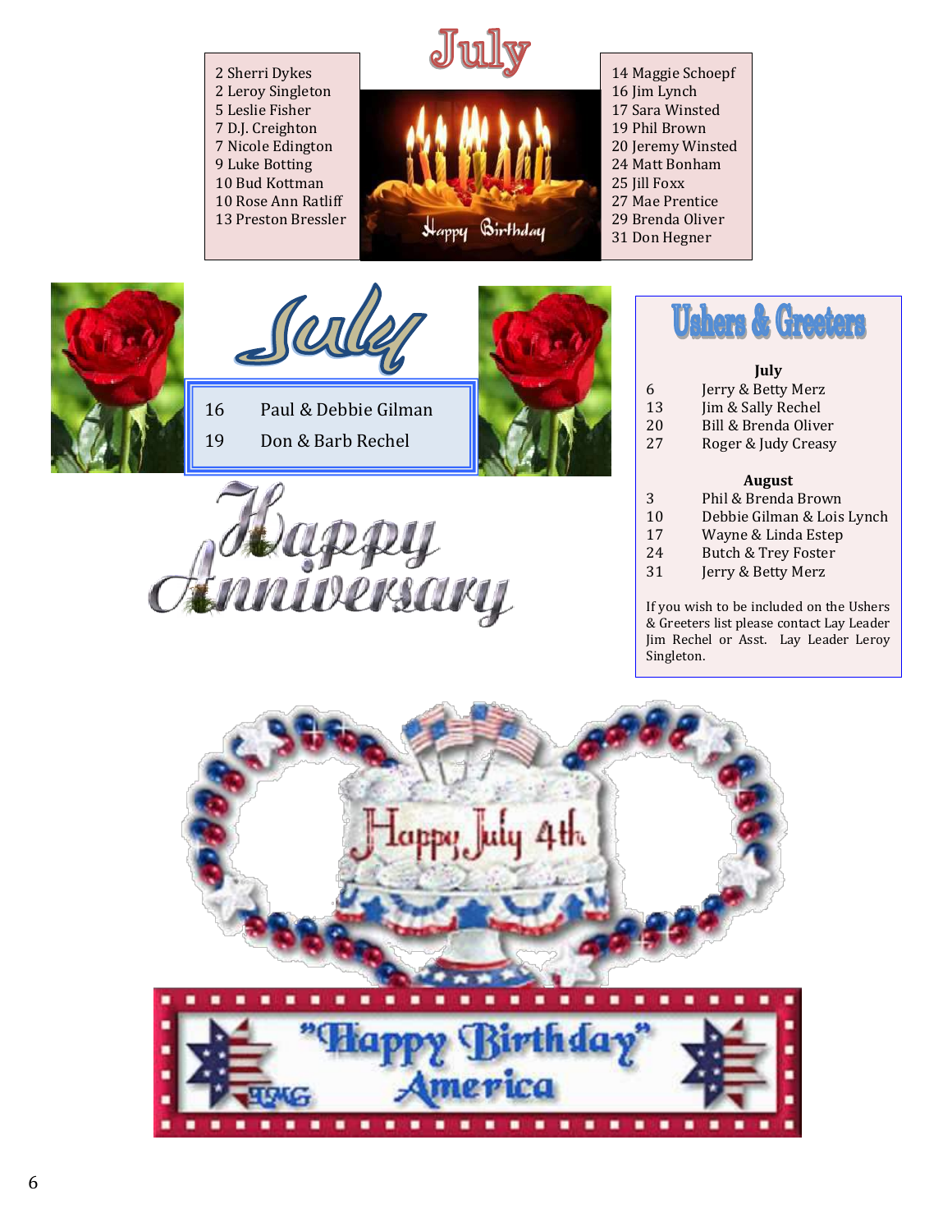# July

2 Sherri Dykes
2 Leroy Singleton
5 Leslie Fisher
7 D.J. Creighton
7 Nicole Edington
9 Luke Botting
10 Bud Kottman
10 Rose Ann Ratliff
13 Preston Bressler

Happy Birthday

14 Maggie Schoepf
16 Jim Lynch
17 Sara Winsted
19 Phil Brown
20 Jeremy Winsted
24 Matt Bonham
25 Jill Foxx
27 Mae Prentice
29 Brenda Oliver
31 Don Hegner

# July

| | |
|---|---|
| 16 | Paul & Debbie Gilman |
| 19 | Don & Barb Rechel |

Happy Anniversary

# Ushers & Greeters

**July**

| | |
|---|---|
| 6 | Jerry & Betty Merz |
| 13 | Jim & Sally Rechel |
| 20 | Bill & Brenda Oliver |
| 27 | Roger & Judy Creasy |

**August**

| | |
|---|---|
| 3 | Phil & Brenda Brown |
| 10 | Debbie Gilman & Lois Lynch |
| 17 | Wayne & Linda Estep |
| 24 | Butch & Trey Foster |
| 31 | Jerry & Betty Merz |

If you wish to be included on the Ushers & Greeters list please contact Lay Leader Jim Rechel or Asst. Lay Leader Leroy Singleton.

Happy July 4th

"Happy Birthday" America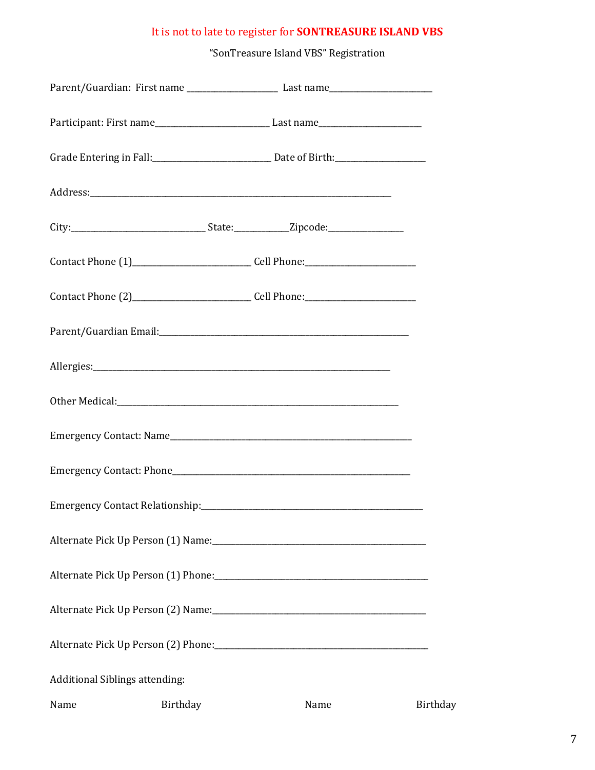It is not to late to register for **SONTREASURE ISLAND VBS**

"SonTreasure Island VBS" Registration

Parent/Guardian: First name ____________________ Last name_______________________

Participant: First name_________________________ Last name_______________________

Grade Entering in Fall:__________________________ Date of Birth:____________________

Address:___________________________________________________________________

City:______________________________ State:____________Zipcode:________________

Contact Phone (1)__________________________ Cell Phone:________________________

Contact Phone (2)__________________________ Cell Phone:________________________

Parent/Guardian Email:______________________________________________________

Allergies:__________________________________________________________________

Other Medical:______________________________________________________________

Emergency Contact: Name____________________________________________________

Emergency Contact: Phone____________________________________________________

Emergency Contact Relationship:_____________________________________________

Alternate Pick Up Person (1) Name:___________________________________________

Alternate Pick Up Person (1) Phone:__________________________________________

Alternate Pick Up Person (2) Name:___________________________________________

Alternate Pick Up Person (2) Phone:__________________________________________

Additional Siblings attending:

| Name | Birthday | Name | Birthday |
|---|---|---|---|